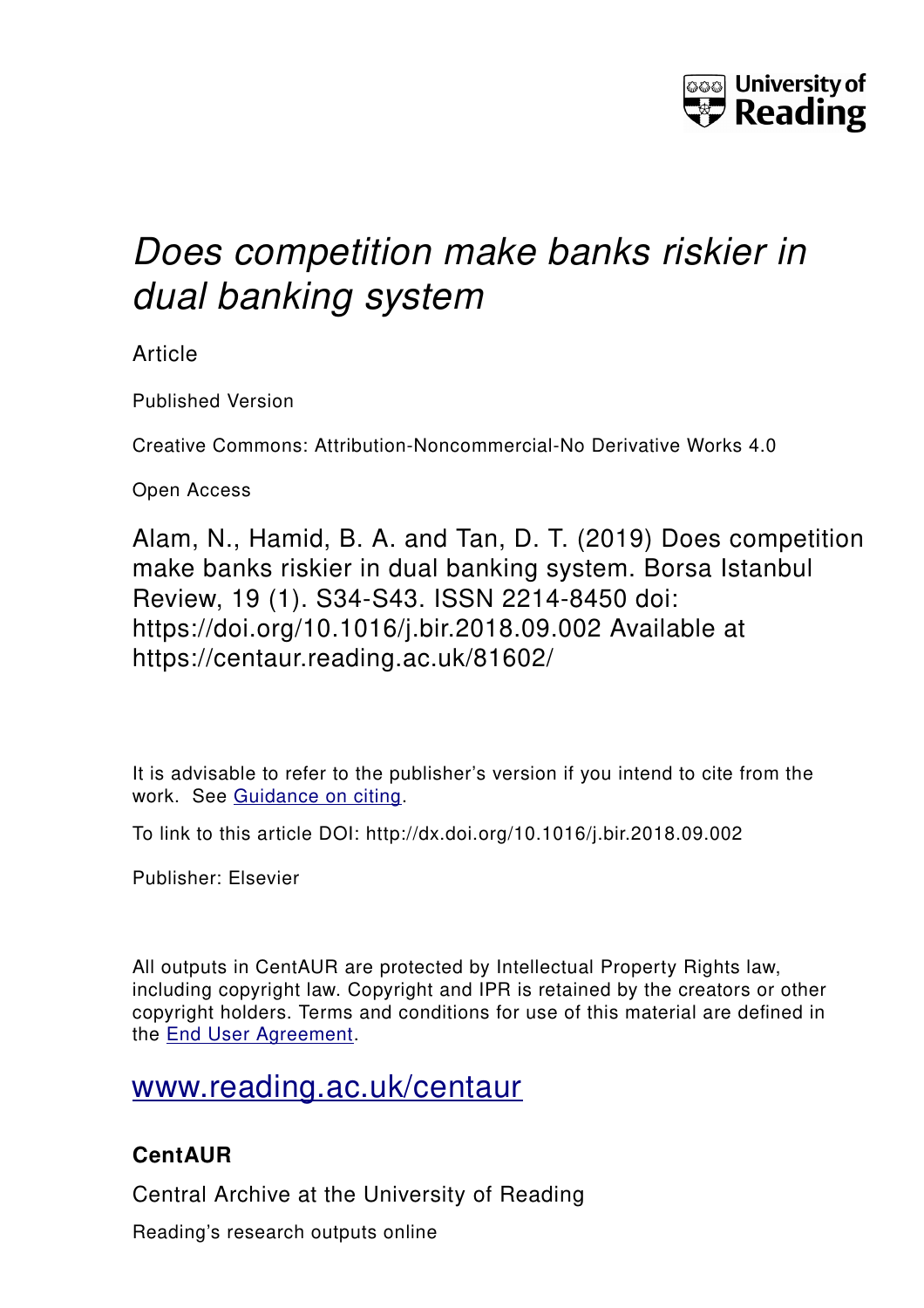# *Does competition make banks riskier in dual banking system*

Article

Published Version

Creative Commons: Attribution-Noncommercial-No Derivative Works 4.0

Open Access

Alam, N., Hamid, B. A. and Tan, D. T. (2019) Does competition make banks riskier in dual banking system. Borsa Istanbul Review, 19 (1). S34-S43. ISSN 2214-8450 doi: https://doi.org/10.1016/j.bir.2018.09.002 Available at https://centaur.reading.ac.uk/81602/

It is advisable to refer to the publisher's version if you intend to cite from the work. See Guidance on citing.

To link to this article DOI: http://dx.doi.org/10.1016/j.bir.2018.09.002

Publisher: Elsevier

All outputs in CentAUR are protected by Intellectual Property Rights law, including copyright law. Copyright and IPR is retained by the creators or other copyright holders. Terms and conditions for use of this material are defined in the End User Agreement.

www.reading.ac.uk/centaur

## CentAUR

Central Archive at the University of Reading

Reading's research outputs online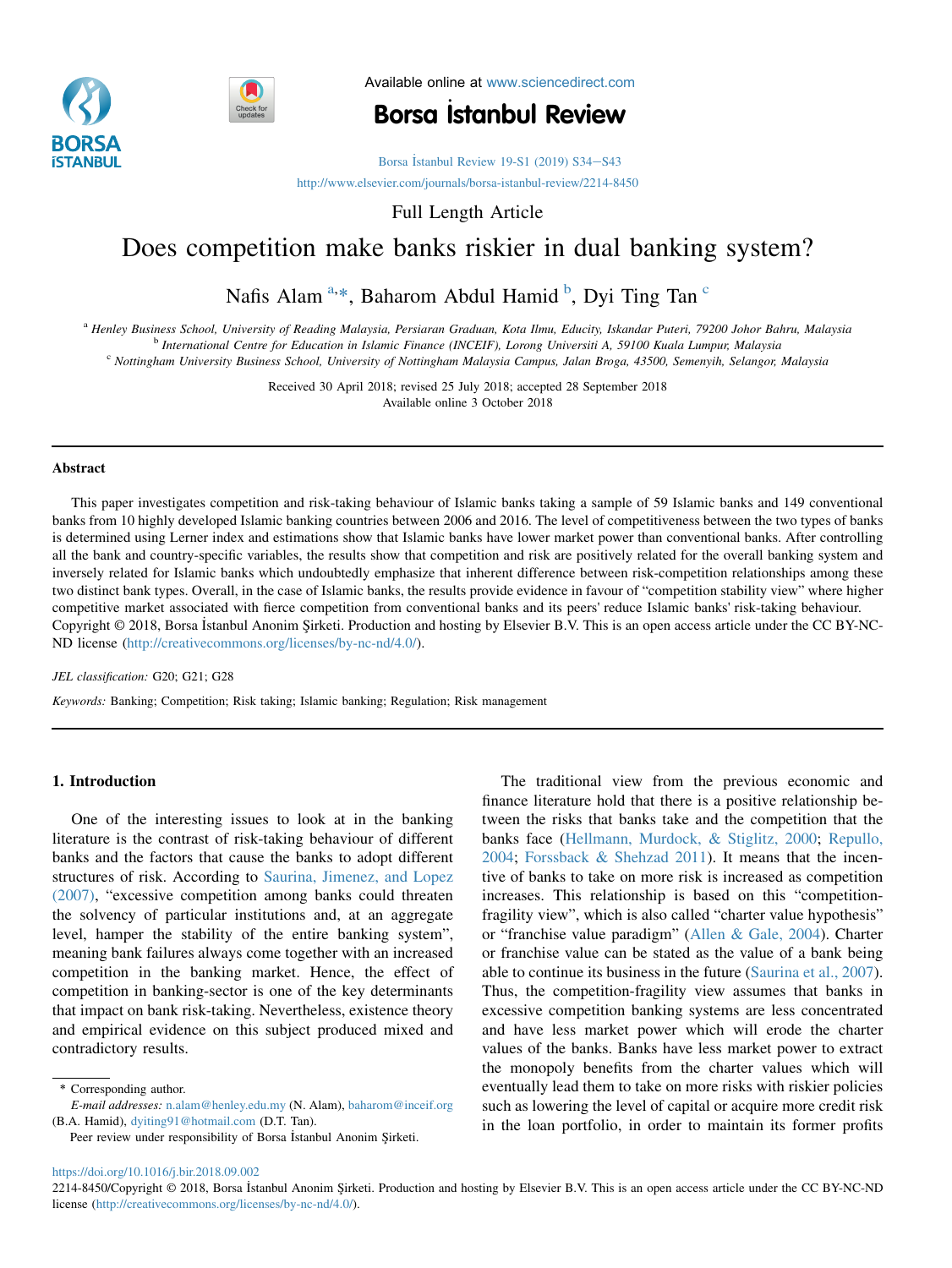Available online at www.sciencedirect.com

# Borsa İstanbul Review

http://www.elsevier.com/journals/borsa-istanbul-review/2214-8450

Full Length Article

# Does competition make banks riskier in dual banking system?

Nafis Alam [a,*], Baharom Abdul Hamid [b], Dyi Ting Tan [c]

[a] Henley Business School, University of Reading Malaysia, Persiaran Graduan, Kota Ilmu, Educity, Iskandar Puteri, 79200 Johor Bahru, Malaysia
[b] International Centre for Education in Islamic Finance (INCEIF), Lorong Universiti A, 59100 Kuala Lumpur, Malaysia
[c] Nottingham University Business School, University of Nottingham Malaysia Campus, Jalan Broga, 43500, Semenyih, Selangor, Malaysia

Received 30 April 2018; revised 25 July 2018; accepted 28 September 2018
Available online 3 October 2018

## Abstract

This paper investigates competition and risk-taking behaviour of Islamic banks taking a sample of 59 Islamic banks and 149 conventional banks from 10 highly developed Islamic banking countries between 2006 and 2016. The level of competitiveness between the two types of banks is determined using Lerner index and estimations show that Islamic banks have lower market power than conventional banks. After controlling all the bank and country-specific variables, the results show that competition and risk are positively related for the overall banking system and inversely related for Islamic banks which undoubtedly emphasize that inherent difference between risk-competition relationships among these two distinct bank types. Overall, in the case of Islamic banks, the results provide evidence in favour of "competition stability view" where higher competitive market associated with fierce competition from conventional banks and its peers' reduce Islamic banks' risk-taking behaviour.
Copyright © 2018, Borsa İstanbul Anonim Şirketi. Production and hosting by Elsevier B.V. This is an open access article under the CC BY-NC-ND license (http://creativecommons.org/licenses/by-nc-nd/4.0/).

*JEL classification:* G20; G21; G28

*Keywords:* Banking; Competition; Risk taking; Islamic banking; Regulation; Risk management

## 1. Introduction

One of the interesting issues to look at in the banking literature is the contrast of risk-taking behaviour of different banks and the factors that cause the banks to adopt different structures of risk. According to Saurina, Jimenez, and Lopez (2007), "excessive competition among banks could threaten the solvency of particular institutions and, at an aggregate level, hamper the stability of the entire banking system", meaning bank failures always come together with an increased competition in the banking market. Hence, the effect of competition in banking-sector is one of the key determinants that impact on bank risk-taking. Nevertheless, existence theory and empirical evidence on this subject produced mixed and contradictory results.

The traditional view from the previous economic and finance literature hold that there is a positive relationship between the risks that banks take and the competition that the banks face (Hellmann, Murdock, & Stiglitz, 2000; Repullo, 2004; Forssback & Shehzad 2011). It means that the incentive of banks to take on more risk is increased as competition increases. This relationship is based on this "competition-fragility view", which is also called "charter value hypothesis" or "franchise value paradigm" (Allen & Gale, 2004). Charter or franchise value can be stated as the value of a bank being able to continue its business in the future (Saurina et al., 2007). Thus, the competition-fragility view assumes that banks in excessive competition banking systems are less concentrated and have less market power which will erode the charter values of the banks. Banks have less market power to extract the monopoly benefits from the charter values which will eventually lead them to take on more risks with riskier policies such as lowering the level of capital or acquire more credit risk in the loan portfolio, in order to maintain its former profits

* Corresponding author.
*E-mail addresses:* n.alam@henley.edu.my (N. Alam), baharom@inceif.org (B.A. Hamid), dyiting91@hotmail.com (D.T. Tan).
Peer review under responsibility of Borsa İstanbul Anonim Şirketi.

https://doi.org/10.1016/j.bir.2018.09.002
2214-8450/Copyright © 2018, Borsa İstanbul Anonim Şirketi. Production and hosting by Elsevier B.V. This is an open access article under the CC BY-NC-ND license (http://creativecommons.org/licenses/by-nc-nd/4.0/).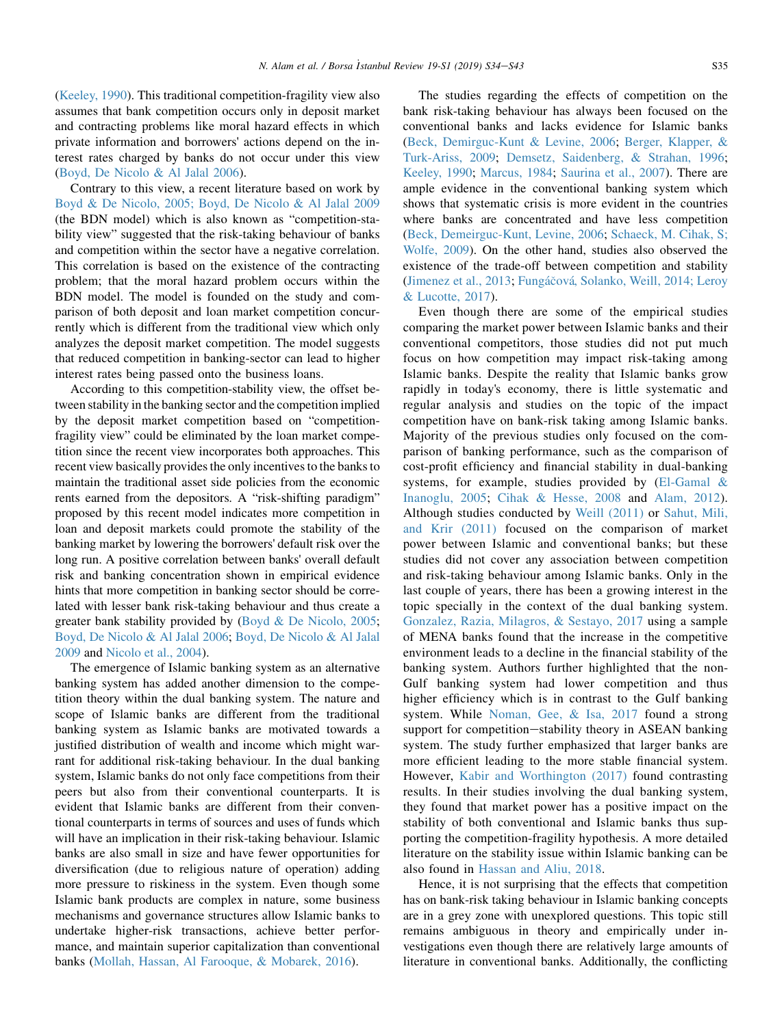(Keeley, 1990). This traditional competition-fragility view also assumes that bank competition occurs only in deposit market and contracting problems like moral hazard effects in which private information and borrowers' actions depend on the interest rates charged by banks do not occur under this view (Boyd, De Nicolo & Al Jalal 2006).

Contrary to this view, a recent literature based on work by Boyd & De Nicolo, 2005; Boyd, De Nicolo & Al Jalal 2009 (the BDN model) which is also known as "competition-stability view" suggested that the risk-taking behaviour of banks and competition within the sector have a negative correlation. This correlation is based on the existence of the contracting problem; that the moral hazard problem occurs within the BDN model. The model is founded on the study and comparison of both deposit and loan market competition concurrently which is different from the traditional view which only analyzes the deposit market competition. The model suggests that reduced competition in banking-sector can lead to higher interest rates being passed onto the business loans.

According to this competition-stability view, the offset between stability in the banking sector and the competition implied by the deposit market competition based on "competition-fragility view" could be eliminated by the loan market competition since the recent view incorporates both approaches. This recent view basically provides the only incentives to the banks to maintain the traditional asset side policies from the economic rents earned from the depositors. A "risk-shifting paradigm" proposed by this recent model indicates more competition in loan and deposit markets could promote the stability of the banking market by lowering the borrowers' default risk over the long run. A positive correlation between banks' overall default risk and banking concentration shown in empirical evidence hints that more competition in banking sector should be correlated with lesser bank risk-taking behaviour and thus create a greater bank stability provided by (Boyd & De Nicolo, 2005; Boyd, De Nicolo & Al Jalal 2006; Boyd, De Nicolo & Al Jalal 2009 and Nicolo et al., 2004).

The emergence of Islamic banking system as an alternative banking system has added another dimension to the competition theory within the dual banking system. The nature and scope of Islamic banks are different from the traditional banking system as Islamic banks are motivated towards a justified distribution of wealth and income which might warrant for additional risk-taking behaviour. In the dual banking system, Islamic banks do not only face competitions from their peers but also from their conventional counterparts. It is evident that Islamic banks are different from their conventional counterparts in terms of sources and uses of funds which will have an implication in their risk-taking behaviour. Islamic banks are also small in size and have fewer opportunities for diversification (due to religious nature of operation) adding more pressure to riskiness in the system. Even though some Islamic bank products are complex in nature, some business mechanisms and governance structures allow Islamic banks to undertake higher-risk transactions, achieve better performance, and maintain superior capitalization than conventional banks (Mollah, Hassan, Al Farooque, & Mobarek, 2016).

The studies regarding the effects of competition on the bank risk-taking behaviour has always been focused on the conventional banks and lacks evidence for Islamic banks (Beck, Demirguc-Kunt & Levine, 2006; Berger, Klapper, & Turk-Ariss, 2009; Demsetz, Saidenberg, & Strahan, 1996; Keeley, 1990; Marcus, 1984; Saurina et al., 2007). There are ample evidence in the conventional banking system which shows that systematic crisis is more evident in the countries where banks are concentrated and have less competition (Beck, Demeirguc-Kunt, Levine, 2006; Schaeck, M. Cihak, S; Wolfe, 2009). On the other hand, studies also observed the existence of the trade-off between competition and stability (Jimenez et al., 2013; Fungáčová, Solanko, Weill, 2014; Leroy & Lucotte, 2017).

Even though there are some of the empirical studies comparing the market power between Islamic banks and their conventional competitors, those studies did not put much focus on how competition may impact risk-taking among Islamic banks. Despite the reality that Islamic banks grow rapidly in today's economy, there is little systematic and regular analysis and studies on the topic of the impact competition have on bank-risk taking among Islamic banks. Majority of the previous studies only focused on the comparison of banking performance, such as the comparison of cost-profit efficiency and financial stability in dual-banking systems, for example, studies provided by (El-Gamal & Inanoglu, 2005; Cihak & Hesse, 2008 and Alam, 2012). Although studies conducted by Weill (2011) or Sahut, Mili, and Krir (2011) focused on the comparison of market power between Islamic and conventional banks; but these studies did not cover any association between competition and risk-taking behaviour among Islamic banks. Only in the last couple of years, there has been a growing interest in the topic specially in the context of the dual banking system. Gonzalez, Razia, Milagros, & Sestayo, 2017 using a sample of MENA banks found that the increase in the competitive environment leads to a decline in the financial stability of the banking system. Authors further highlighted that the non-Gulf banking system had lower competition and thus higher efficiency which is in contrast to the Gulf banking system. While Noman, Gee, & Isa, 2017 found a strong support for competition−stability theory in ASEAN banking system. The study further emphasized that larger banks are more efficient leading to the more stable financial system. However, Kabir and Worthington (2017) found contrasting results. In their studies involving the dual banking system, they found that market power has a positive impact on the stability of both conventional and Islamic banks thus supporting the competition-fragility hypothesis. A more detailed literature on the stability issue within Islamic banking can be also found in Hassan and Aliu, 2018.

Hence, it is not surprising that the effects that competition has on bank-risk taking behaviour in Islamic banking concepts are in a grey zone with unexplored questions. This topic still remains ambiguous in theory and empirically under investigations even though there are relatively large amounts of literature in conventional banks. Additionally, the conflicting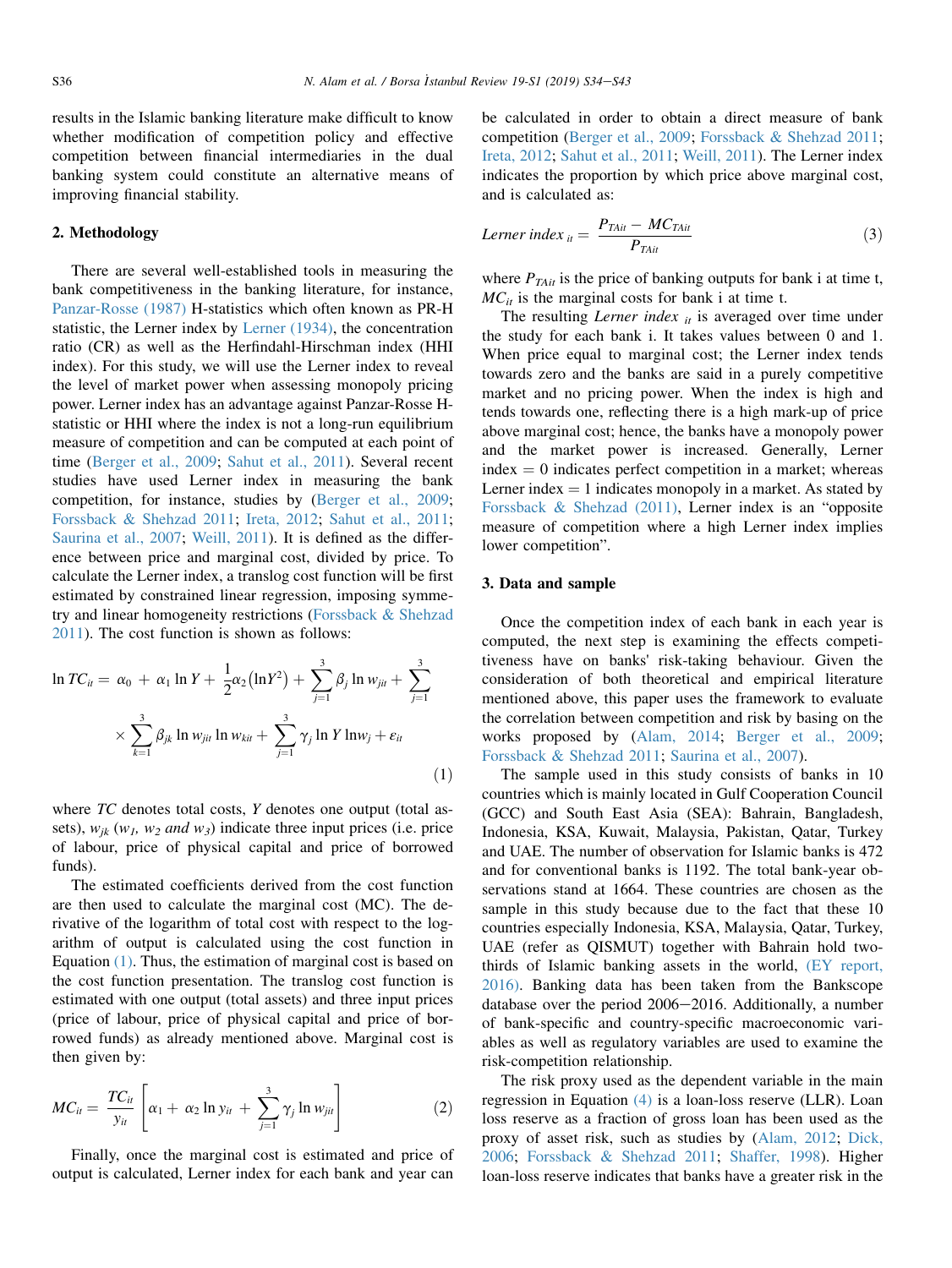results in the Islamic banking literature make difficult to know whether modification of competition policy and effective competition between financial intermediaries in the dual banking system could constitute an alternative means of improving financial stability.

## 2. Methodology

There are several well-established tools in measuring the bank competitiveness in the banking literature, for instance, Panzar-Rosse (1987) H-statistics which often known as PR-H statistic, the Lerner index by Lerner (1934), the concentration ratio (CR) as well as the Herfindahl-Hirschman index (HHI index). For this study, we will use the Lerner index to reveal the level of market power when assessing monopoly pricing power. Lerner index has an advantage against Panzar-Rosse H-statistic or HHI where the index is not a long-run equilibrium measure of competition and can be computed at each point of time (Berger et al., 2009; Sahut et al., 2011). Several recent studies have used Lerner index in measuring the bank competition, for instance, studies by (Berger et al., 2009; Forssback & Shehzad 2011; Ireta, 2012; Sahut et al., 2011; Saurina et al., 2007; Weill, 2011). It is defined as the difference between price and marginal cost, divided by price. To calculate the Lerner index, a translog cost function will be first estimated by constrained linear regression, imposing symmetry and linear homogeneity restrictions (Forssback & Shehzad 2011). The cost function is shown as follows:

$$\ln TC_{it} = \alpha_0 + \alpha_1 \ln Y + \frac{1}{2}\alpha_2\left(\ln Y^2\right) + \sum_{j=1}^{3} \beta_j \ln w_{jit} + \sum_{j=1}^{3} \times \sum_{k=1}^{3} \beta_{jk} \ln w_{jit} \ln w_{kit} + \sum_{j=1}^{3} \gamma_j \ln Y \ln w_j + \varepsilon_{it} \tag{1}$$

where $TC$ denotes total costs, $Y$ denotes one output (total assets), $w_{jk}$ ($w_1$, $w_2$ *and* $w_3$) indicate three input prices (i.e. price of labour, price of physical capital and price of borrowed funds).

The estimated coefficients derived from the cost function are then used to calculate the marginal cost (MC). The derivative of the logarithm of total cost with respect to the logarithm of output is calculated using the cost function in Equation (1). Thus, the estimation of marginal cost is based on the cost function presentation. The translog cost function is estimated with one output (total assets) and three input prices (price of labour, price of physical capital and price of borrowed funds) as already mentioned above. Marginal cost is then given by:

$$MC_{it} = \frac{TC_{it}}{y_{it}}\left[\alpha_1 + \alpha_2 \ln y_{it} + \sum_{j=1}^{3} \gamma_j \ln w_{jit}\right] \tag{2}$$

Finally, once the marginal cost is estimated and price of output is calculated, Lerner index for each bank and year can be calculated in order to obtain a direct measure of bank competition (Berger et al., 2009; Forssback & Shehzad 2011; Ireta, 2012; Sahut et al., 2011; Weill, 2011). The Lerner index indicates the proportion by which price above marginal cost, and is calculated as:

$$Lerner\ index_{it} = \frac{P_{TAit} - MC_{TAit}}{P_{TAit}} \tag{3}$$

where $P_{TAit}$ is the price of banking outputs for bank i at time t, $MC_{it}$ is the marginal costs for bank i at time t.

The resulting *Lerner index* $_{it}$ is averaged over time under the study for each bank i. It takes values between 0 and 1. When price equal to marginal cost; the Lerner index tends towards zero and the banks are said in a purely competitive market and no pricing power. When the index is high and tends towards one, reflecting there is a high mark-up of price above marginal cost; hence, the banks have a monopoly power and the market power is increased. Generally, Lerner index = 0 indicates perfect competition in a market; whereas Lerner index = 1 indicates monopoly in a market. As stated by Forssback & Shehzad (2011), Lerner index is an "opposite measure of competition where a high Lerner index implies lower competition".

## 3. Data and sample

Once the competition index of each bank in each year is computed, the next step is examining the effects competitiveness have on banks' risk-taking behaviour. Given the consideration of both theoretical and empirical literature mentioned above, this paper uses the framework to evaluate the correlation between competition and risk by basing on the works proposed by (Alam, 2014; Berger et al., 2009; Forssback & Shehzad 2011; Saurina et al., 2007).

The sample used in this study consists of banks in 10 countries which is mainly located in Gulf Cooperation Council (GCC) and South East Asia (SEA): Bahrain, Bangladesh, Indonesia, KSA, Kuwait, Malaysia, Pakistan, Qatar, Turkey and UAE. The number of observation for Islamic banks is 472 and for conventional banks is 1192. The total bank-year observations stand at 1664. These countries are chosen as the sample in this study because due to the fact that these 10 countries especially Indonesia, KSA, Malaysia, Qatar, Turkey, UAE (refer as QISMUT) together with Bahrain hold two-thirds of Islamic banking assets in the world, (EY report, 2016). Banking data has been taken from the Bankscope database over the period 2006−2016. Additionally, a number of bank-specific and country-specific macroeconomic variables as well as regulatory variables are used to examine the risk-competition relationship.

The risk proxy used as the dependent variable in the main regression in Equation (4) is a loan-loss reserve (LLR). Loan loss reserve as a fraction of gross loan has been used as the proxy of asset risk, such as studies by (Alam, 2012; Dick, 2006; Forssback & Shehzad 2011; Shaffer, 1998). Higher loan-loss reserve indicates that banks have a greater risk in the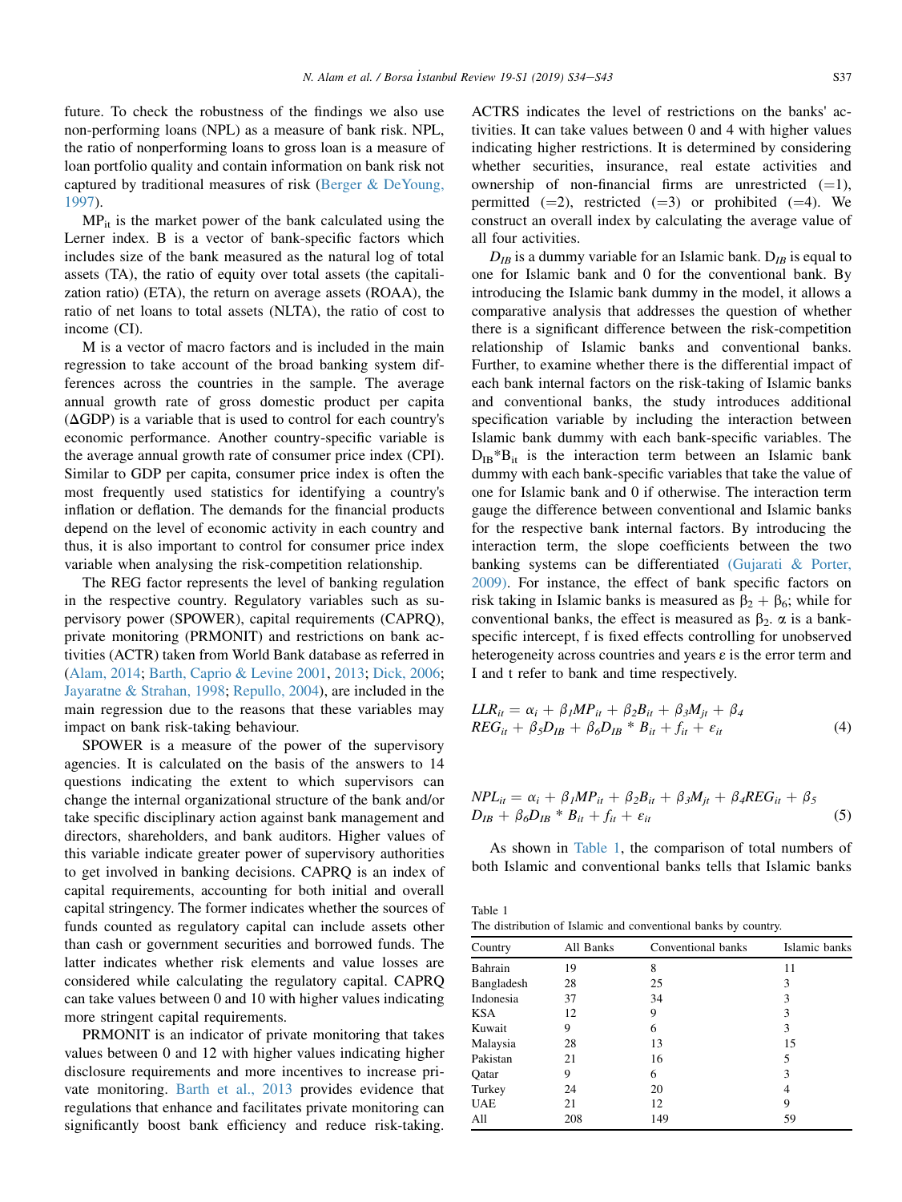future. To check the robustness of the findings we also use non-performing loans (NPL) as a measure of bank risk. NPL, the ratio of nonperforming loans to gross loan is a measure of loan portfolio quality and contain information on bank risk not captured by traditional measures of risk (Berger & DeYoung, 1997).

$MP_{it}$ is the market power of the bank calculated using the Lerner index. B is a vector of bank-specific factors which includes size of the bank measured as the natural log of total assets (TA), the ratio of equity over total assets (the capitalization ratio) (ETA), the return on average assets (ROAA), the ratio of net loans to total assets (NLTA), the ratio of cost to income (CI).

M is a vector of macro factors and is included in the main regression to take account of the broad banking system differences across the countries in the sample. The average annual growth rate of gross domestic product per capita ($\Delta$GDP) is a variable that is used to control for each country's economic performance. Another country-specific variable is the average annual growth rate of consumer price index (CPI). Similar to GDP per capita, consumer price index is often the most frequently used statistics for identifying a country's inflation or deflation. The demands for the financial products depend on the level of economic activity in each country and thus, it is also important to control for consumer price index variable when analysing the risk-competition relationship.

The REG factor represents the level of banking regulation in the respective country. Regulatory variables such as supervisory power (SPOWER), capital requirements (CAPRQ), private monitoring (PRMONIT) and restrictions on bank activities (ACTR) taken from World Bank database as referred in (Alam, 2014; Barth, Caprio & Levine 2001, 2013; Dick, 2006; Jayaratne & Strahan, 1998; Repullo, 2004), are included in the main regression due to the reasons that these variables may impact on bank risk-taking behaviour.

SPOWER is a measure of the power of the supervisory agencies. It is calculated on the basis of the answers to 14 questions indicating the extent to which supervisors can change the internal organizational structure of the bank and/or take specific disciplinary action against bank management and directors, shareholders, and bank auditors. Higher values of this variable indicate greater power of supervisory authorities to get involved in banking decisions. CAPRQ is an index of capital requirements, accounting for both initial and overall capital stringency. The former indicates whether the sources of funds counted as regulatory capital can include assets other than cash or government securities and borrowed funds. The latter indicates whether risk elements and value losses are considered while calculating the regulatory capital. CAPRQ can take values between 0 and 10 with higher values indicating more stringent capital requirements.

PRMONIT is an indicator of private monitoring that takes values between 0 and 12 with higher values indicating higher disclosure requirements and more incentives to increase private monitoring. Barth et al., 2013 provides evidence that regulations that enhance and facilitates private monitoring can significantly boost bank efficiency and reduce risk-taking. ACTRS indicates the level of restrictions on the banks' activities. It can take values between 0 and 4 with higher values indicating higher restrictions. It is determined by considering whether securities, insurance, real estate activities and ownership of non-financial firms are unrestricted (=1), permitted (=2), restricted (=3) or prohibited (=4). We construct an overall index by calculating the average value of all four activities.

$D_{IB}$ is a dummy variable for an Islamic bank. $D_{IB}$ is equal to one for Islamic bank and 0 for the conventional bank. By introducing the Islamic bank dummy in the model, it allows a comparative analysis that addresses the question of whether there is a significant difference between the risk-competition relationship of Islamic banks and conventional banks. Further, to examine whether there is the differential impact of each bank internal factors on the risk-taking of Islamic banks and conventional banks, the study introduces additional specification variable by including the interaction between Islamic bank dummy with each bank-specific variables. The $D_{IB}*B_{it}$ is the interaction term between an Islamic bank dummy with each bank-specific variables that take the value of one for Islamic bank and 0 if otherwise. The interaction term gauge the difference between conventional and Islamic banks for the respective bank internal factors. By introducing the interaction term, the slope coefficients between the two banking systems can be differentiated (Gujarati & Porter, 2009). For instance, the effect of bank specific factors on risk taking in Islamic banks is measured as $\beta_2 + \beta_6$; while for conventional banks, the effect is measured as $\beta_2$. $\alpha$ is a bank-specific intercept, f is fixed effects controlling for unobserved heterogeneity across countries and years $\varepsilon$ is the error term and I and t refer to bank and time respectively.

$$LLR_{it} = \alpha_i + \beta_1 MP_{it} + \beta_2 B_{it} + \beta_3 M_{jt} + \beta_4 REG_{it} + \beta_5 D_{IB} + \beta_6 D_{IB} * B_{it} + f_{it} + \varepsilon_{it} \tag{4}$$

$$NPL_{it} = \alpha_i + \beta_1 MP_{it} + \beta_2 B_{it} + \beta_3 M_{jt} + \beta_4 REG_{it} + \beta_5 D_{IB} + \beta_6 D_{IB} * B_{it} + f_{it} + \varepsilon_{it} \tag{5}$$

As shown in Table 1, the comparison of total numbers of both Islamic and conventional banks tells that Islamic banks

Table 1
The distribution of Islamic and conventional banks by country.

| Country | All Banks | Conventional banks | Islamic banks |
|---|---|---|---|
| Bahrain | 19 | 8 | 11 |
| Bangladesh | 28 | 25 | 3 |
| Indonesia | 37 | 34 | 3 |
| KSA | 12 | 9 | 3 |
| Kuwait | 9 | 6 | 3 |
| Malaysia | 28 | 13 | 15 |
| Pakistan | 21 | 16 | 5 |
| Qatar | 9 | 6 | 3 |
| Turkey | 24 | 20 | 4 |
| UAE | 21 | 12 | 9 |
| All | 208 | 149 | 59 |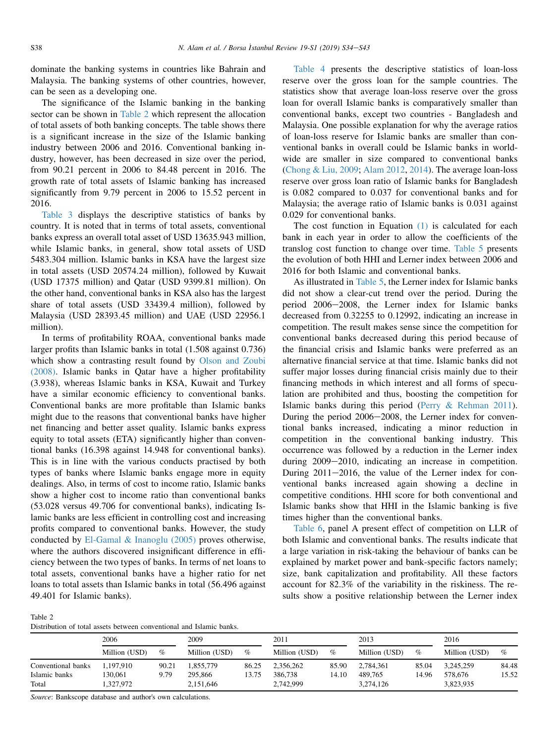dominate the banking systems in countries like Bahrain and Malaysia. The banking systems of other countries, however, can be seen as a developing one.

The significance of the Islamic banking in the banking sector can be shown in Table 2 which represent the allocation of total assets of both banking concepts. The table shows there is a significant increase in the size of the Islamic banking industry between 2006 and 2016. Conventional banking industry, however, has been decreased in size over the period, from 90.21 percent in 2006 to 84.48 percent in 2016. The growth rate of total assets of Islamic banking has increased significantly from 9.79 percent in 2006 to 15.52 percent in 2016.

Table 3 displays the descriptive statistics of banks by country. It is noted that in terms of total assets, conventional banks express an overall total asset of USD 13635.943 million, while Islamic banks, in general, show total assets of USD 5483.304 million. Islamic banks in KSA have the largest size in total assets (USD 20574.24 million), followed by Kuwait (USD 17375 million) and Qatar (USD 9399.81 million). On the other hand, conventional banks in KSA also has the largest share of total assets (USD 33439.4 million), followed by Malaysia (USD 28393.45 million) and UAE (USD 22956.1 million).

In terms of profitability ROAA, conventional banks made larger profits than Islamic banks in total (1.508 against 0.736) which show a contrasting result found by Olson and Zoubi (2008). Islamic banks in Qatar have a higher profitability (3.938), whereas Islamic banks in KSA, Kuwait and Turkey have a similar economic efficiency to conventional banks. Conventional banks are more profitable than Islamic banks might due to the reasons that conventional banks have higher net financing and better asset quality. Islamic banks express equity to total assets (ETA) significantly higher than conventional banks (16.398 against 14.948 for conventional banks). This is in line with the various conducts practised by both types of banks where Islamic banks engage more in equity dealings. Also, in terms of cost to income ratio, Islamic banks show a higher cost to income ratio than conventional banks (53.028 versus 49.706 for conventional banks), indicating Islamic banks are less efficient in controlling cost and increasing profits compared to conventional banks. However, the study conducted by El-Gamal & Inanoglu (2005) proves otherwise, where the authors discovered insignificant difference in efficiency between the two types of banks. In terms of net loans to total assets, conventional banks have a higher ratio for net loans to total assets than Islamic banks in total (56.496 against 49.401 for Islamic banks).

Table 4 presents the descriptive statistics of loan-loss reserve over the gross loan for the sample countries. The statistics show that average loan-loss reserve over the gross loan for overall Islamic banks is comparatively smaller than conventional banks, except two countries - Bangladesh and Malaysia. One possible explanation for why the average ratios of loan-loss reserve for Islamic banks are smaller than conventional banks in overall could be Islamic banks in worldwide are smaller in size compared to conventional banks (Chong & Liu, 2009; Alam 2012, 2014). The average loan-loss reserve over gross loan ratio of Islamic banks for Bangladesh is 0.082 compared to 0.037 for conventional banks and for Malaysia; the average ratio of Islamic banks is 0.031 against 0.029 for conventional banks.

The cost function in Equation (1) is calculated for each bank in each year in order to allow the coefficients of the translog cost function to change over time. Table 5 presents the evolution of both HHI and Lerner index between 2006 and 2016 for both Islamic and conventional banks.

As illustrated in Table 5, the Lerner index for Islamic banks did not show a clear-cut trend over the period. During the period 2006–2008, the Lerner index for Islamic banks decreased from 0.32255 to 0.12992, indicating an increase in competition. The result makes sense since the competition for conventional banks decreased during this period because of the financial crisis and Islamic banks were preferred as an alternative financial service at that time. Islamic banks did not suffer major losses during financial crisis mainly due to their financing methods in which interest and all forms of speculation are prohibited and thus, boosting the competition for Islamic banks during this period (Perry & Rehman 2011). During the period 2006–2008, the Lerner index for conventional banks increased, indicating a minor reduction in competition in the conventional banking industry. This occurrence was followed by a reduction in the Lerner index during 2009–2010, indicating an increase in competition. During 2011–2016, the value of the Lerner index for conventional banks increased again showing a decline in competitive conditions. HHI score for both conventional and Islamic banks show that HHI in the Islamic banking is five times higher than the conventional banks.

Table 6, panel A present effect of competition on LLR of both Islamic and conventional banks. The results indicate that a large variation in risk-taking the behaviour of banks can be explained by market power and bank-specific factors namely; size, bank capitalization and profitability. All these factors account for 82.3% of the variability in the riskiness. The results show a positive relationship between the Lerner index

Table 2
Distribution of total assets between conventional and Islamic banks.

| | 2006 | | 2009 | | 2011 | | 2013 | | 2016 | |
|---|---|---|---|---|---|---|---|---|---|---|
| | Million (USD) | % | Million (USD) | % | Million (USD) | % | Million (USD) | % | Million (USD) | % |
| Conventional banks | 1,197,910 | 90.21 | 1,855,779 | 86.25 | 2,356,262 | 85.90 | 2,784,361 | 85.04 | 3,245,259 | 84.48 |
| Islamic banks | 130,061 | 9.79 | 295,866 | 13.75 | 386,738 | 14.10 | 489,765 | 14.96 | 578,676 | 15.52 |
| Total | 1,327,972 | | 2,151,646 | | 2,742,999 | | 3,274,126 | | 3,823,935 | |

*Source*: Bankscope database and author's own calculations.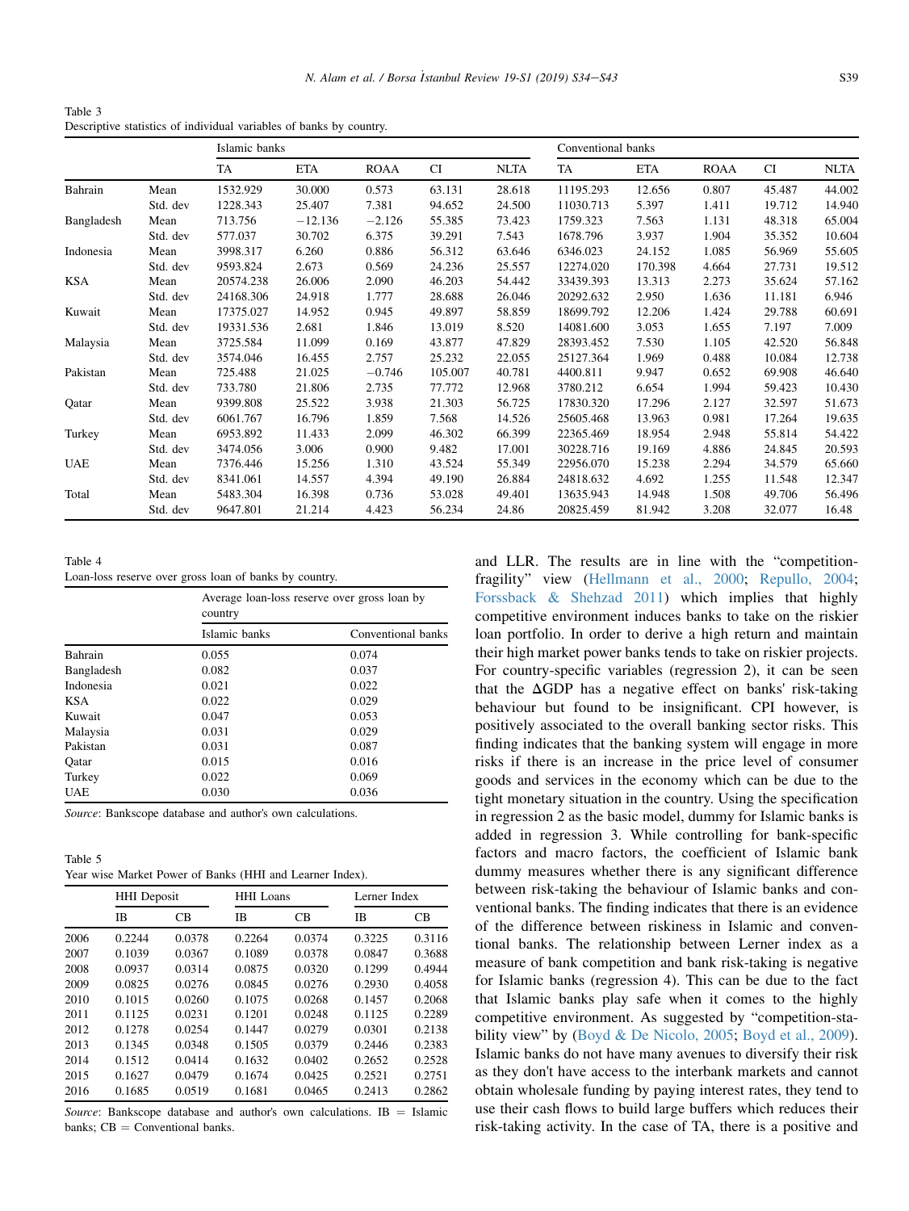Table 3
Descriptive statistics of individual variables of banks by country.

| | | Islamic banks | | | | | Conventional banks | | | | |
|---|---|---|---|---|---|---|---|---|---|---|---|
| | | TA | ETA | ROAA | CI | NLTA | TA | ETA | ROAA | CI | NLTA |
| Bahrain | Mean | 1532.929 | 30.000 | 0.573 | 63.131 | 28.618 | 11195.293 | 12.656 | 0.807 | 45.487 | 44.002 |
| | Std. dev | 1228.343 | 25.407 | 7.381 | 94.652 | 24.500 | 11030.713 | 5.397 | 1.411 | 19.712 | 14.940 |
| Bangladesh | Mean | 713.756 | −12.136 | −2.126 | 55.385 | 73.423 | 1759.323 | 7.563 | 1.131 | 48.318 | 65.004 |
| | Std. dev | 577.037 | 30.702 | 6.375 | 39.291 | 7.543 | 1678.796 | 3.937 | 1.904 | 35.352 | 10.604 |
| Indonesia | Mean | 3998.317 | 6.260 | 0.886 | 56.312 | 63.646 | 6346.023 | 24.152 | 1.085 | 56.969 | 55.605 |
| | Std. dev | 9593.824 | 2.673 | 0.569 | 24.236 | 25.557 | 12274.020 | 170.398 | 4.664 | 27.731 | 19.512 |
| KSA | Mean | 20574.238 | 26.006 | 2.090 | 46.203 | 54.442 | 33439.393 | 13.313 | 2.273 | 35.624 | 57.162 |
| | Std. dev | 24168.306 | 24.918 | 1.777 | 28.688 | 26.046 | 20292.632 | 2.950 | 1.636 | 11.181 | 6.946 |
| Kuwait | Mean | 17375.027 | 14.952 | 0.945 | 49.897 | 58.859 | 18699.792 | 12.206 | 1.424 | 29.788 | 60.691 |
| | Std. dev | 19331.536 | 2.681 | 1.846 | 13.019 | 8.520 | 14081.600 | 3.053 | 1.655 | 7.197 | 7.009 |
| Malaysia | Mean | 3725.584 | 11.099 | 0.169 | 43.877 | 47.829 | 28393.452 | 7.530 | 1.105 | 42.520 | 56.848 |
| | Std. dev | 3574.046 | 16.455 | 2.757 | 25.232 | 22.055 | 25127.364 | 1.969 | 0.488 | 10.084 | 12.738 |
| Pakistan | Mean | 725.488 | 21.025 | −0.746 | 105.007 | 40.781 | 4400.811 | 9.947 | 0.652 | 69.908 | 46.640 |
| | Std. dev | 733.780 | 21.806 | 2.735 | 77.772 | 12.968 | 3780.212 | 6.654 | 1.994 | 59.423 | 10.430 |
| Qatar | Mean | 9399.808 | 25.522 | 3.938 | 21.303 | 56.725 | 17830.320 | 17.296 | 2.127 | 32.597 | 51.673 |
| | Std. dev | 6061.767 | 16.796 | 1.859 | 7.568 | 14.526 | 25605.468 | 13.963 | 0.981 | 17.264 | 19.635 |
| Turkey | Mean | 6953.892 | 11.433 | 2.099 | 46.302 | 66.399 | 22365.469 | 18.954 | 2.948 | 55.814 | 54.422 |
| | Std. dev | 3474.056 | 3.006 | 0.900 | 9.482 | 17.001 | 30228.716 | 19.169 | 4.886 | 24.845 | 20.593 |
| UAE | Mean | 7376.446 | 15.256 | 1.310 | 43.524 | 55.349 | 22956.070 | 15.238 | 2.294 | 34.579 | 65.660 |
| | Std. dev | 8341.061 | 14.557 | 4.394 | 49.190 | 26.884 | 24818.632 | 4.692 | 1.255 | 11.548 | 12.347 |
| Total | Mean | 5483.304 | 16.398 | 0.736 | 53.028 | 49.401 | 13635.943 | 14.948 | 1.508 | 49.706 | 56.496 |
| | Std. dev | 9647.801 | 21.214 | 4.423 | 56.234 | 24.86 | 20825.459 | 81.942 | 3.208 | 32.077 | 16.48 |

Table 4
Loan-loss reserve over gross loan of banks by country.

| | Average loan-loss reserve over gross loan by country | |
|---|---|---|
| | Islamic banks | Conventional banks |
| Bahrain | 0.055 | 0.074 |
| Bangladesh | 0.082 | 0.037 |
| Indonesia | 0.021 | 0.022 |
| KSA | 0.022 | 0.029 |
| Kuwait | 0.047 | 0.053 |
| Malaysia | 0.031 | 0.029 |
| Pakistan | 0.031 | 0.087 |
| Qatar | 0.015 | 0.016 |
| Turkey | 0.022 | 0.069 |
| UAE | 0.030 | 0.036 |

*Source*: Bankscope database and author's own calculations.

Table 5
Year wise Market Power of Banks (HHI and Learner Index).

| | HHI Deposit | | HHI Loans | | Lerner Index | |
|---|---|---|---|---|---|---|
| | IB | CB | IB | CB | IB | CB |
| 2006 | 0.2244 | 0.0378 | 0.2264 | 0.0374 | 0.3225 | 0.3116 |
| 2007 | 0.1039 | 0.0367 | 0.1089 | 0.0378 | 0.0847 | 0.3688 |
| 2008 | 0.0937 | 0.0314 | 0.0875 | 0.0320 | 0.1299 | 0.4944 |
| 2009 | 0.0825 | 0.0276 | 0.0845 | 0.0276 | 0.2930 | 0.4058 |
| 2010 | 0.1015 | 0.0260 | 0.1075 | 0.0268 | 0.1457 | 0.2068 |
| 2011 | 0.1125 | 0.0231 | 0.1201 | 0.0248 | 0.1125 | 0.2289 |
| 2012 | 0.1278 | 0.0254 | 0.1447 | 0.0279 | 0.0301 | 0.2138 |
| 2013 | 0.1345 | 0.0348 | 0.1505 | 0.0379 | 0.2446 | 0.2383 |
| 2014 | 0.1512 | 0.0414 | 0.1632 | 0.0402 | 0.2652 | 0.2528 |
| 2015 | 0.1627 | 0.0479 | 0.1674 | 0.0425 | 0.2521 | 0.2751 |
| 2016 | 0.1685 | 0.0519 | 0.1681 | 0.0465 | 0.2413 | 0.2862 |

*Source*: Bankscope database and author's own calculations. IB = Islamic banks; CB = Conventional banks.

and LLR. The results are in line with the "competition-fragility" view (Hellmann et al., 2000; Repullo, 2004; Forssback & Shehzad 2011) which implies that highly competitive environment induces banks to take on the riskier loan portfolio. In order to derive a high return and maintain their high market power banks tends to take on riskier projects. For country-specific variables (regression 2), it can be seen that the ΔGDP has a negative effect on banks' risk-taking behaviour but found to be insignificant. CPI however, is positively associated to the overall banking sector risks. This finding indicates that the banking system will engage in more risks if there is an increase in the price level of consumer goods and services in the economy which can be due to the tight monetary situation in the country. Using the specification in regression 2 as the basic model, dummy for Islamic banks is added in regression 3. While controlling for bank-specific factors and macro factors, the coefficient of Islamic bank dummy measures whether there is any significant difference between risk-taking the behaviour of Islamic banks and conventional banks. The finding indicates that there is an evidence of the difference between riskiness in Islamic and conventional banks. The relationship between Lerner index as a measure of bank competition and bank risk-taking is negative for Islamic banks (regression 4). This can be due to the fact that Islamic banks play safe when it comes to the highly competitive environment. As suggested by "competition-stability view" by (Boyd & De Nicolo, 2005; Boyd et al., 2009). Islamic banks do not have many avenues to diversify their risk as they don't have access to the interbank markets and cannot obtain wholesale funding by paying interest rates, they tend to use their cash flows to build large buffers which reduces their risk-taking activity. In the case of TA, there is a positive and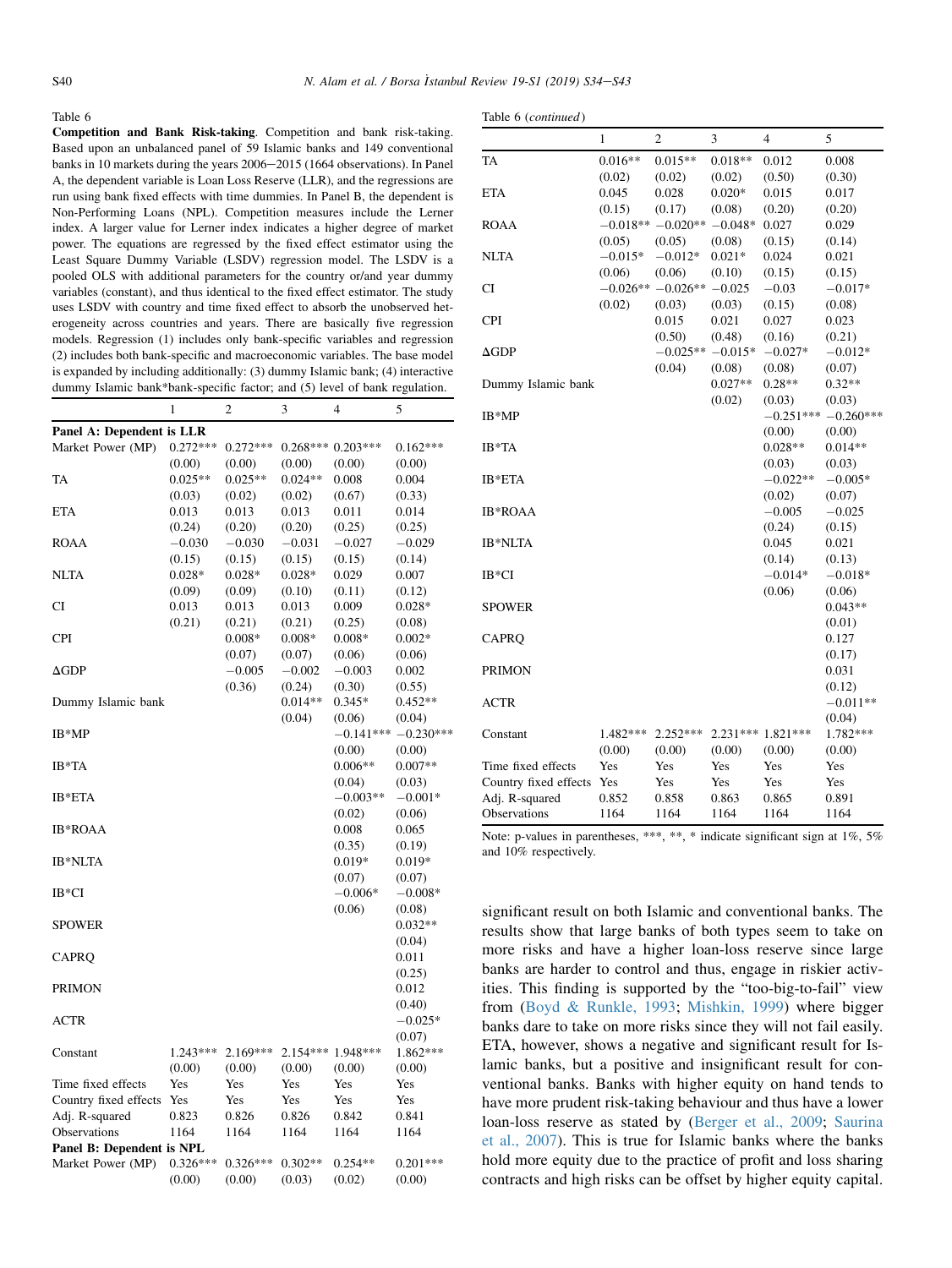Table 6

**Competition and Bank Risk-taking**. Competition and bank risk-taking. Based upon an unbalanced panel of 59 Islamic banks and 149 conventional banks in 10 markets during the years 2006–2015 (1664 observations). In Panel A, the dependent variable is Loan Loss Reserve (LLR), and the regressions are run using bank fixed effects with time dummies. In Panel B, the dependent is Non-Performing Loans (NPL). Competition measures include the Lerner index. A larger value for Lerner index indicates a higher degree of market power. The equations are regressed by the fixed effect estimator using the Least Square Dummy Variable (LSDV) regression model. The LSDV is a pooled OLS with additional parameters for the country or/and year dummy variables (constant), and thus identical to the fixed effect estimator. The study uses LSDV with country and time fixed effect to absorb the unobserved heterogeneity across countries and years. There are basically five regression models. Regression (1) includes only bank-specific variables and regression (2) includes both bank-specific and macroeconomic variables. The base model is expanded by including additionally: (3) dummy Islamic bank; (4) interactive dummy Islamic bank*bank-specific factor; and (5) level of bank regulation.

| | 1 | 2 | 3 | 4 | 5 |
|---|---|---|---|---|---|
| **Panel A: Dependent is LLR** | | | | | |
| Market Power (MP) | 0.272*** | 0.272*** | 0.268*** | 0.203*** | 0.162*** |
| | (0.00) | (0.00) | (0.00) | (0.00) | (0.00) |
| TA | 0.025** | 0.025** | 0.024** | 0.008 | 0.004 |
| | (0.03) | (0.02) | (0.02) | (0.67) | (0.33) |
| ETA | 0.013 | 0.013 | 0.013 | 0.011 | 0.014 |
| | (0.24) | (0.20) | (0.20) | (0.25) | (0.25) |
| ROAA | −0.030 | −0.030 | −0.031 | −0.027 | −0.029 |
| | (0.15) | (0.15) | (0.15) | (0.15) | (0.14) |
| NLTA | 0.028* | 0.028* | 0.028* | 0.029 | 0.007 |
| | (0.09) | (0.09) | (0.10) | (0.11) | (0.12) |
| CI | 0.013 | 0.013 | 0.013 | 0.009 | 0.028* |
| | (0.21) | (0.21) | (0.21) | (0.25) | (0.08) |
| CPI | | 0.008* | 0.008* | 0.008* | 0.002* |
| | | (0.07) | (0.07) | (0.06) | (0.06) |
| ΔGDP | | −0.005 | −0.002 | −0.003 | 0.002 |
| | | (0.36) | (0.24) | (0.30) | (0.55) |
| Dummy Islamic bank | | | 0.014** | 0.345* | 0.452** |
| | | | (0.04) | (0.06) | (0.04) |
| IB*MP | | | | −0.141*** | −0.230*** |
| | | | | (0.00) | (0.00) |
| IB*TA | | | | 0.006** | 0.007** |
| | | | | (0.04) | (0.03) |
| IB*ETA | | | | −0.003** | −0.001* |
| | | | | (0.02) | (0.06) |
| IB*ROAA | | | | 0.008 | 0.065 |
| | | | | (0.35) | (0.19) |
| IB*NLTA | | | | 0.019* | 0.019* |
| | | | | (0.07) | (0.07) |
| IB*CI | | | | −0.006* | −0.008* |
| | | | | (0.06) | (0.08) |
| SPOWER | | | | | 0.032** |
| | | | | | (0.04) |
| CAPRQ | | | | | 0.011 |
| | | | | | (0.25) |
| PRIMON | | | | | 0.012 |
| | | | | | (0.40) |
| ACTR | | | | | −0.025* |
| | | | | | (0.07) |
| Constant | 1.243*** | 2.169*** | 2.154*** | 1.948*** | 1.862*** |
| | (0.00) | (0.00) | (0.00) | (0.00) | (0.00) |
| Time fixed effects | Yes | Yes | Yes | Yes | Yes |
| Country fixed effects | Yes | Yes | Yes | Yes | Yes |
| Adj. R-squared | 0.823 | 0.826 | 0.826 | 0.842 | 0.841 |
| Observations | 1164 | 1164 | 1164 | 1164 | 1164 |
| **Panel B: Dependent is NPL** | | | | | |
| Market Power (MP) | 0.326*** | 0.326*** | 0.302** | 0.254** | 0.201*** |
| | (0.00) | (0.00) | (0.03) | (0.02) | (0.00) |
| TA | 0.016** | 0.015** | 0.018** | 0.012 | 0.008 |
| | (0.02) | (0.02) | (0.02) | (0.50) | (0.30) |
| ETA | 0.045 | 0.028 | 0.020* | 0.015 | 0.017 |
| | (0.15) | (0.17) | (0.08) | (0.20) | (0.20) |
| ROAA | −0.018** | −0.020** | −0.048* | 0.027 | 0.029 |
| | (0.05) | (0.05) | (0.08) | (0.15) | (0.14) |
| NLTA | −0.015* | −0.012* | 0.021* | 0.024 | 0.021 |
| | (0.06) | (0.06) | (0.10) | (0.15) | (0.15) |
| CI | −0.026** | −0.026** | −0.025 | −0.03 | −0.017* |
| | (0.02) | (0.03) | (0.03) | (0.15) | (0.08) |
| CPI | | 0.015 | 0.021 | 0.027 | 0.023 |
| | | (0.50) | (0.48) | (0.16) | (0.21) |
| ΔGDP | | −0.025** | −0.015* | −0.027* | −0.012* |
| | | (0.04) | (0.08) | (0.08) | (0.07) |
| Dummy Islamic bank | | | 0.027** | 0.28** | 0.32** |
| | | | (0.02) | (0.03) | (0.03) |
| IB*MP | | | | −0.251*** | −0.260*** |
| | | | | (0.00) | (0.00) |
| IB*TA | | | | 0.028** | 0.014** |
| | | | | (0.03) | (0.03) |
| IB*ETA | | | | −0.022** | −0.005* |
| | | | | (0.02) | (0.07) |
| IB*ROAA | | | | −0.005 | −0.025 |
| | | | | (0.24) | (0.15) |
| IB*NLTA | | | | 0.045 | 0.021 |
| | | | | (0.14) | (0.13) |
| IB*CI | | | | −0.014* | −0.018* |
| | | | | (0.06) | (0.06) |
| SPOWER | | | | | 0.043** |
| | | | | | (0.01) |
| CAPRQ | | | | | 0.127 |
| | | | | | (0.17) |
| PRIMON | | | | | 0.031 |
| | | | | | (0.12) |
| ACTR | | | | | −0.011** |
| | | | | | (0.04) |
| Constant | 1.482*** | 2.252*** | 2.231*** | 1.821*** | 1.782*** |
| | (0.00) | (0.00) | (0.00) | (0.00) | (0.00) |
| Time fixed effects | Yes | Yes | Yes | Yes | Yes |
| Country fixed effects | Yes | Yes | Yes | Yes | Yes |
| Adj. R-squared | 0.852 | 0.858 | 0.863 | 0.865 | 0.891 |
| Observations | 1164 | 1164 | 1164 | 1164 | 1164 |

Note: p-values in parentheses, ***, **, * indicate significant sign at 1%, 5% and 10% respectively.

significant result on both Islamic and conventional banks. The results show that large banks of both types seem to take on more risks and have a higher loan-loss reserve since large banks are harder to control and thus, engage in riskier activities. This finding is supported by the "too-big-to-fail" view from (Boyd & Runkle, 1993; Mishkin, 1999) where bigger banks dare to take on more risks since they will not fail easily. ETA, however, shows a negative and significant result for Islamic banks, but a positive and insignificant result for conventional banks. Banks with higher equity on hand tends to have more prudent risk-taking behaviour and thus have a lower loan-loss reserve as stated by (Berger et al., 2009; Saurina et al., 2007). This is true for Islamic banks where the banks hold more equity due to the practice of profit and loss sharing contracts and high risks can be offset by higher equity capital.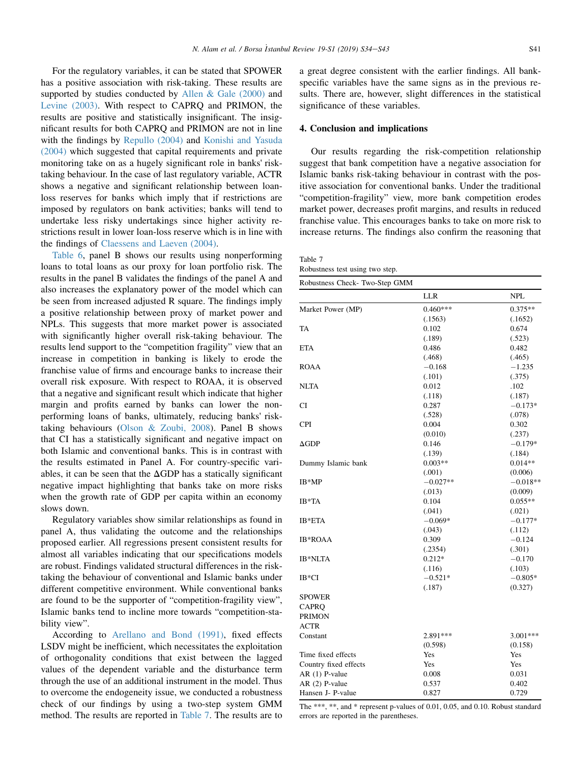For the regulatory variables, it can be stated that SPOWER has a positive association with risk-taking. These results are supported by studies conducted by Allen & Gale (2000) and Levine (2003). With respect to CAPRQ and PRIMON, the results are positive and statistically insignificant. The insignificant results for both CAPRQ and PRIMON are not in line with the findings by Repullo (2004) and Konishi and Yasuda (2004) which suggested that capital requirements and private monitoring take on as a hugely significant role in banks' risk-taking behaviour. In the case of last regulatory variable, ACTR shows a negative and significant relationship between loan-loss reserves for banks which imply that if restrictions are imposed by regulators on bank activities; banks will tend to undertake less risky undertakings since higher activity restrictions result in lower loan-loss reserve which is in line with the findings of Claessens and Laeven (2004).

Table 6, panel B shows our results using nonperforming loans to total loans as our proxy for loan portfolio risk. The results in the panel B validates the findings of the panel A and also increases the explanatory power of the model which can be seen from increased adjusted R square. The findings imply a positive relationship between proxy of market power and NPLs. This suggests that more market power is associated with significantly higher overall risk-taking behaviour. The results lend support to the "competition fragility" view that an increase in competition in banking is likely to erode the franchise value of firms and encourage banks to increase their overall risk exposure. With respect to ROAA, it is observed that a negative and significant result which indicate that higher margin and profits earned by banks can lower the nonperforming loans of banks, ultimately, reducing banks' risk-taking behaviours (Olson & Zoubi, 2008). Panel B shows that CI has a statistically significant and negative impact on both Islamic and conventional banks. This is in contrast with the results estimated in Panel A. For country-specific variables, it can be seen that the ΔGDP has a statically significant negative impact highlighting that banks take on more risks when the growth rate of GDP per capita within an economy slows down.

Regulatory variables show similar relationships as found in panel A, thus validating the outcome and the relationships proposed earlier. All regressions present consistent results for almost all variables indicating that our specifications models are robust. Findings validated structural differences in the risk-taking the behaviour of conventional and Islamic banks under different competitive environment. While conventional banks are found to be the supporter of "competition-fragility view", Islamic banks tend to incline more towards "competition-stability view".

According to Arellano and Bond (1991), fixed effects LSDV might be inefficient, which necessitates the exploitation of orthogonality conditions that exist between the lagged values of the dependent variable and the disturbance term through the use of an additional instrument in the model. Thus to overcome the endogeneity issue, we conducted a robustness check of our findings by using a two-step system GMM method. The results are reported in Table 7. The results are to a great degree consistent with the earlier findings. All bank-specific variables have the same signs as in the previous results. There are, however, slight differences in the statistical significance of these variables.

## 4. Conclusion and implications

Our results regarding the risk-competition relationship suggest that bank competition have a negative association for Islamic banks risk-taking behaviour in contrast with the positive association for conventional banks. Under the traditional "competition-fragility" view, more bank competition erodes market power, decreases profit margins, and results in reduced franchise value. This encourages banks to take on more risk to increase returns. The findings also confirm the reasoning that

Table 7
Robustness test using two step.

| Robustness Check- Two-Step GMM | | |
|---|---|---|
| | LLR | NPL |
| Market Power (MP) | 0.460*** | 0.375** |
| | (.1563) | (.1652) |
| TA | 0.102 | 0.674 |
| | (.189) | (.523) |
| ETA | 0.486 | 0.482 |
| | (.468) | (.465) |
| ROAA | −0.168 | −1.235 |
| | (.101) | (.375) |
| NLTA | 0.012 | .102 |
| | (.118) | (.187) |
| CI | 0.287 | −0.173* |
| | (.528) | (.078) |
| CPI | 0.004 | 0.302 |
| | (0.010) | (.237) |
| ΔGDP | 0.146 | −0.179* |
| | (.139) | (.184) |
| Dummy Islamic bank | 0.003** | 0.014** |
| | (.001) | (0.006) |
| IB*MP | −0.027** | −0.018** |
| | (.013) | (0.009) |
| IB*TA | 0.104 | 0.055** |
| | (.041) | (.021) |
| IB*ETA | −0.069* | −0.177* |
| | (.043) | (.112) |
| IB*ROAA | 0.309 | −0.124 |
| | (.2354) | (.301) |
| IB*NLTA | 0.212* | −0.170 |
| | (.116) | (.103) |
| IB*CI | −0.521* | −0.805* |
| | (.187) | (0.327) |
| SPOWER | | |
| CAPRQ | | |
| PRIMON | | |
| ACTR | | |
| Constant | 2.891*** | 3.001*** |
| | (0.598) | (0.158) |
| Time fixed effects | Yes | Yes |
| Country fixed effects | Yes | Yes |
| AR (1) P-value | 0.008 | 0.031 |
| AR (2) P-value | 0.537 | 0.402 |
| Hansen J- P-value | 0.827 | 0.729 |

The ***, **, and * represent p-values of 0.01, 0.05, and 0.10. Robust standard errors are reported in the parentheses.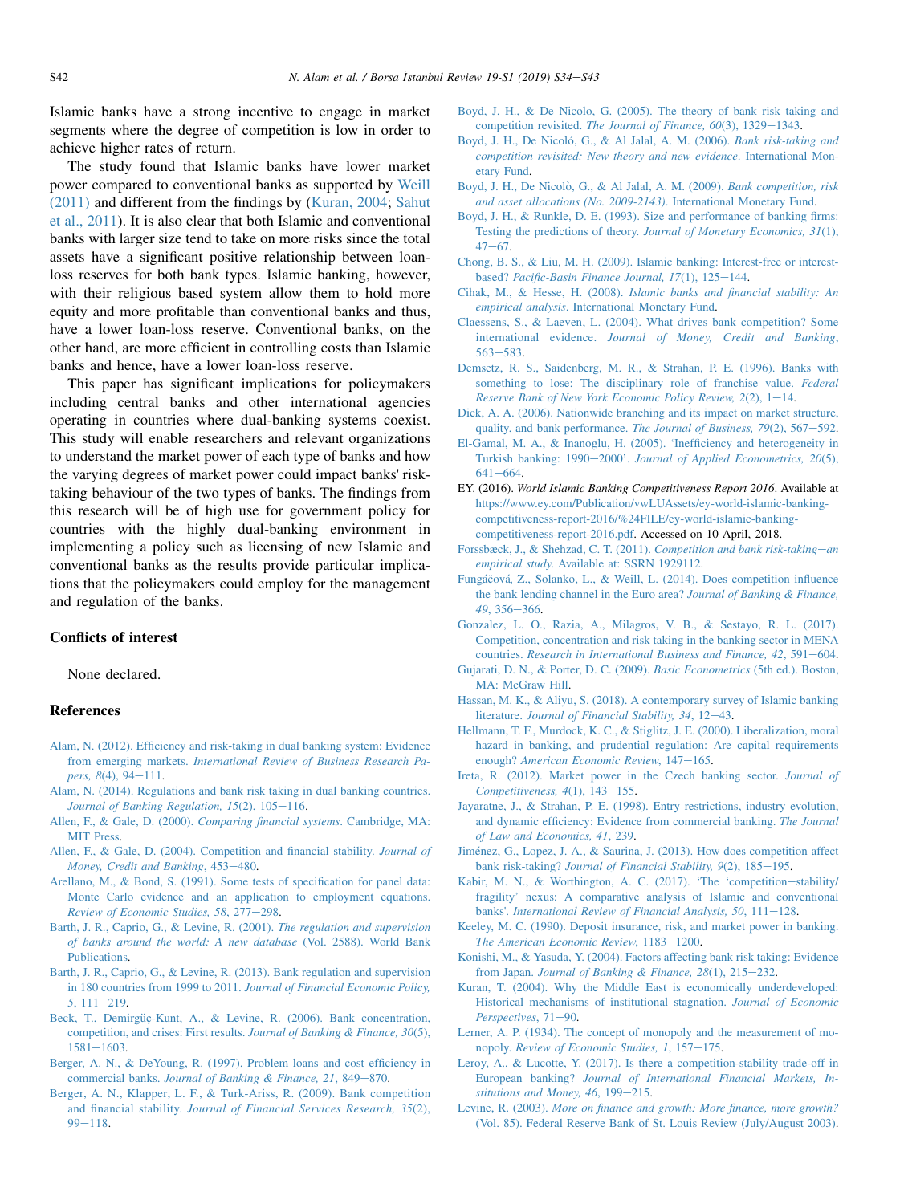Islamic banks have a strong incentive to engage in market segments where the degree of competition is low in order to achieve higher rates of return.

The study found that Islamic banks have lower market power compared to conventional banks as supported by Weill (2011) and different from the findings by (Kuran, 2004; Sahut et al., 2011). It is also clear that both Islamic and conventional banks with larger size tend to take on more risks since the total assets have a significant positive relationship between loan-loss reserves for both bank types. Islamic banking, however, with their religious based system allow them to hold more equity and more profitable than conventional banks and thus, have a lower loan-loss reserve. Conventional banks, on the other hand, are more efficient in controlling costs than Islamic banks and hence, have a lower loan-loss reserve.

This paper has significant implications for policymakers including central banks and other international agencies operating in countries where dual-banking systems coexist. This study will enable researchers and relevant organizations to understand the market power of each type of banks and how the varying degrees of market power could impact banks' risk-taking behaviour of the two types of banks. The findings from this research will be of high use for government policy for countries with the highly dual-banking environment in implementing a policy such as licensing of new Islamic and conventional banks as the results provide particular implications that the policymakers could employ for the management and regulation of the banks.

## Conflicts of interest

None declared.

## References

Alam, N. (2012). Efficiency and risk-taking in dual banking system: Evidence from emerging markets. *International Review of Business Research Papers, 8*(4), 94–111.

Alam, N. (2014). Regulations and bank risk taking in dual banking countries. *Journal of Banking Regulation, 15*(2), 105–116.

Allen, F., & Gale, D. (2000). *Comparing financial systems*. Cambridge, MA: MIT Press.

Allen, F., & Gale, D. (2004). Competition and financial stability. *Journal of Money, Credit and Banking*, 453–480.

Arellano, M., & Bond, S. (1991). Some tests of specification for panel data: Monte Carlo evidence and an application to employment equations. *Review of Economic Studies, 58*, 277–298.

Barth, J. R., Caprio, G., & Levine, R. (2001). *The regulation and supervision of banks around the world: A new database* (Vol. 2588). World Bank Publications.

Barth, J. R., Caprio, G., & Levine, R. (2013). Bank regulation and supervision in 180 countries from 1999 to 2011. *Journal of Financial Economic Policy, 5*, 111–219.

Beck, T., Demirgüç-Kunt, A., & Levine, R. (2006). Bank concentration, competition, and crises: First results. *Journal of Banking & Finance, 30*(5), 1581–1603.

Berger, A. N., & DeYoung, R. (1997). Problem loans and cost efficiency in commercial banks. *Journal of Banking & Finance, 21*, 849–870.

Berger, A. N., Klapper, L. F., & Turk-Ariss, R. (2009). Bank competition and financial stability. *Journal of Financial Services Research, 35*(2), 99–118.

Boyd, J. H., & De Nicolo, G. (2005). The theory of bank risk taking and competition revisited. *The Journal of Finance, 60*(3), 1329–1343.

Boyd, J. H., De Nicoló, G., & Al Jalal, A. M. (2006). *Bank risk-taking and competition revisited: New theory and new evidence*. International Monetary Fund.

Boyd, J. H., De Nicolò, G., & Al Jalal, A. M. (2009). *Bank competition, risk and asset allocations (No. 2009-2143)*. International Monetary Fund.

Boyd, J. H., & Runkle, D. E. (1993). Size and performance of banking firms: Testing the predictions of theory. *Journal of Monetary Economics, 31*(1), 47–67.

Chong, B. S., & Liu, M. H. (2009). Islamic banking: Interest-free or interest-based? *Pacific-Basin Finance Journal, 17*(1), 125–144.

Cihak, M., & Hesse, H. (2008). *Islamic banks and financial stability: An empirical analysis*. International Monetary Fund.

Claessens, S., & Laeven, L. (2004). What drives bank competition? Some international evidence. *Journal of Money, Credit and Banking*, 563–583.

Demsetz, R. S., Saidenberg, M. R., & Strahan, P. E. (1996). Banks with something to lose: The disciplinary role of franchise value. *Federal Reserve Bank of New York Economic Policy Review, 2*(2), 1–14.

Dick, A. A. (2006). Nationwide branching and its impact on market structure, quality, and bank performance. *The Journal of Business, 79*(2), 567–592.

El-Gamal, M. A., & Inanoglu, H. (2005). 'Inefficiency and heterogeneity in Turkish banking: 1990–2000'. *Journal of Applied Econometrics, 20*(5), 641–664.

EY. (2016). *World Islamic Banking Competitiveness Report 2016*. Available at https://www.ey.com/Publication/vwLUAssets/ey-world-islamic-banking-competitiveness-report-2016/%24FILE/ey-world-islamic-banking-competitiveness-report-2016.pdf. Accessed on 10 April, 2018.

Forssbæck, J., & Shehzad, C. T. (2011). *Competition and bank risk-taking—an empirical study*. Available at: SSRN 1929112.

Fungáčová, Z., Solanko, L., & Weill, L. (2014). Does competition influence the bank lending channel in the Euro area? *Journal of Banking & Finance, 49*, 356–366.

Gonzalez, L. O., Razia, A., Milagros, V. B., & Sestayo, R. L. (2017). Competition, concentration and risk taking in the banking sector in MENA countries. *Research in International Business and Finance, 42*, 591–604.

Gujarati, D. N., & Porter, D. C. (2009). *Basic Econometrics* (5th ed.). Boston, MA: McGraw Hill.

Hassan, M. K., & Aliyu, S. (2018). A contemporary survey of Islamic banking literature. *Journal of Financial Stability, 34*, 12–43.

Hellmann, T. F., Murdock, K. C., & Stiglitz, J. E. (2000). Liberalization, moral hazard in banking, and prudential regulation: Are capital requirements enough? *American Economic Review*, 147–165.

Ireta, R. (2012). Market power in the Czech banking sector. *Journal of Competitiveness, 4*(1), 143–155.

Jayaratne, J., & Strahan, P. E. (1998). Entry restrictions, industry evolution, and dynamic efficiency: Evidence from commercial banking. *The Journal of Law and Economics, 41*, 239.

Jiménez, G., Lopez, J. A., & Saurina, J. (2013). How does competition affect bank risk-taking? *Journal of Financial Stability, 9*(2), 185–195.

Kabir, M. N., & Worthington, A. C. (2017). 'The 'competition–stability/fragility' nexus: A comparative analysis of Islamic and conventional banks'. *International Review of Financial Analysis, 50*, 111–128.

Keeley, M. C. (1990). Deposit insurance, risk, and market power in banking. *The American Economic Review*, 1183–1200.

Konishi, M., & Yasuda, Y. (2004). Factors affecting bank risk taking: Evidence from Japan. *Journal of Banking & Finance, 28*(1), 215–232.

Kuran, T. (2004). Why the Middle East is economically underdeveloped: Historical mechanisms of institutional stagnation. *Journal of Economic Perspectives*, 71–90.

Lerner, A. P. (1934). The concept of monopoly and the measurement of monopoly. *Review of Economic Studies, 1*, 157–175.

Leroy, A., & Lucotte, Y. (2017). Is there a competition-stability trade-off in European banking? *Journal of International Financial Markets, Institutions and Money, 46*, 199–215.

Levine, R. (2003). *More on finance and growth: More finance, more growth?* (Vol. 85). Federal Reserve Bank of St. Louis Review (July/August 2003).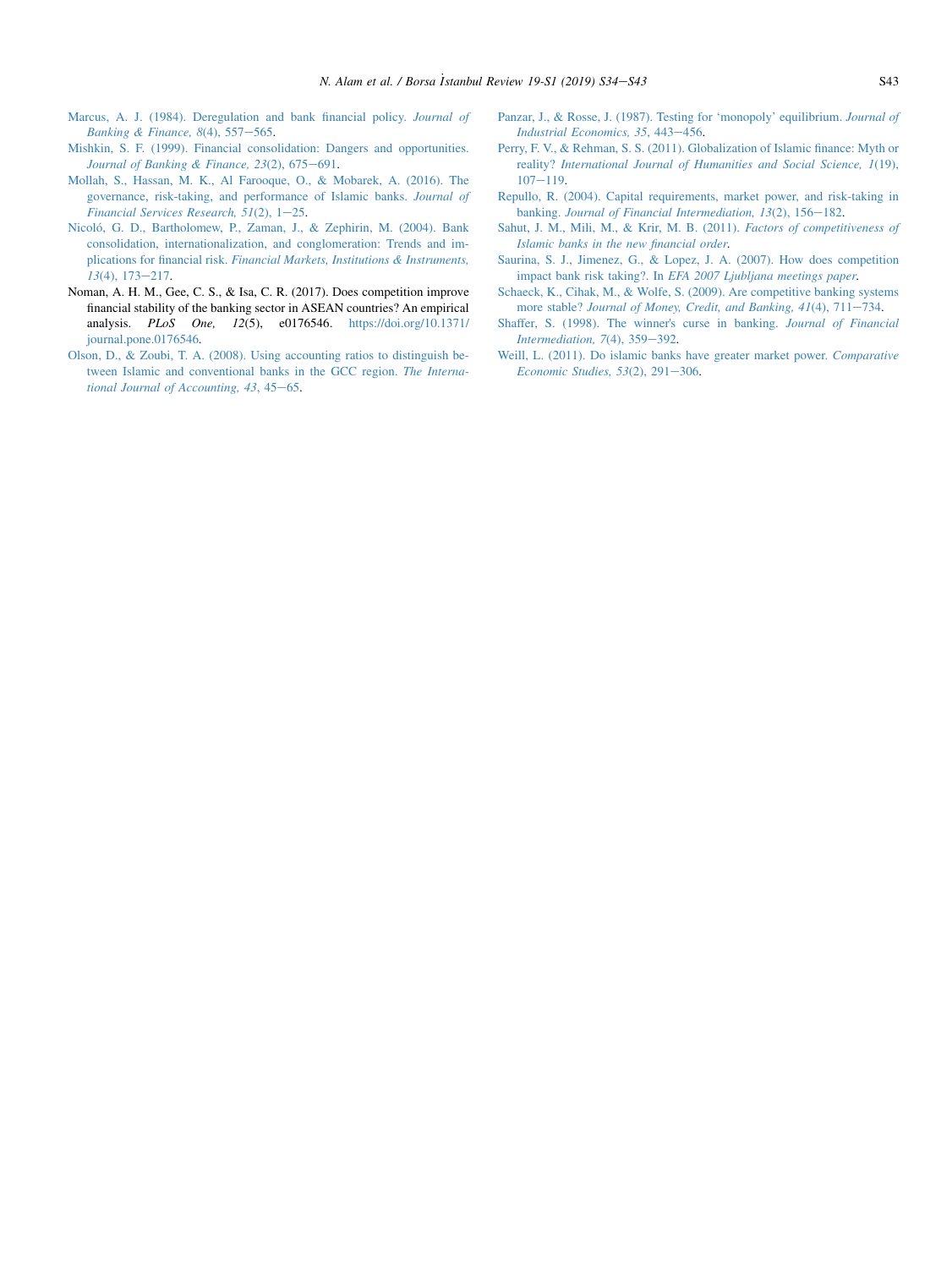Marcus, A. J. (1984). Deregulation and bank financial policy. *Journal of Banking & Finance, 8*(4), 557–565.

Mishkin, S. F. (1999). Financial consolidation: Dangers and opportunities. *Journal of Banking & Finance, 23*(2), 675–691.

Mollah, S., Hassan, M. K., Al Farooque, O., & Mobarek, A. (2016). The governance, risk-taking, and performance of Islamic banks. *Journal of Financial Services Research, 51*(2), 1–25.

Nicoló, G. D., Bartholomew, P., Zaman, J., & Zephirin, M. (2004). Bank consolidation, internationalization, and conglomeration: Trends and implications for financial risk. *Financial Markets, Institutions & Instruments, 13*(4), 173–217.

Noman, A. H. M., Gee, C. S., & Isa, C. R. (2017). Does competition improve financial stability of the banking sector in ASEAN countries? An empirical analysis. *PLoS One, 12*(5), e0176546. https://doi.org/10.1371/journal.pone.0176546.

Olson, D., & Zoubi, T. A. (2008). Using accounting ratios to distinguish between Islamic and conventional banks in the GCC region. *The International Journal of Accounting, 43*, 45–65.

Panzar, J., & Rosse, J. (1987). Testing for 'monopoly' equilibrium. *Journal of Industrial Economics, 35*, 443–456.

Perry, F. V., & Rehman, S. S. (2011). Globalization of Islamic finance: Myth or reality? *International Journal of Humanities and Social Science, 1*(19), 107–119.

Repullo, R. (2004). Capital requirements, market power, and risk-taking in banking. *Journal of Financial Intermediation, 13*(2), 156–182.

Sahut, J. M., Mili, M., & Krir, M. B. (2011). *Factors of competitiveness of Islamic banks in the new financial order*.

Saurina, S. J., Jimenez, G., & Lopez, J. A. (2007). How does competition impact bank risk taking?. In *EFA 2007 Ljubljana meetings paper*.

Schaeck, K., Cihak, M., & Wolfe, S. (2009). Are competitive banking systems more stable? *Journal of Money, Credit, and Banking, 41*(4), 711–734.

Shaffer, S. (1998). The winner's curse in banking. *Journal of Financial Intermediation, 7*(4), 359–392.

Weill, L. (2011). Do islamic banks have greater market power. *Comparative Economic Studies, 53*(2), 291–306.